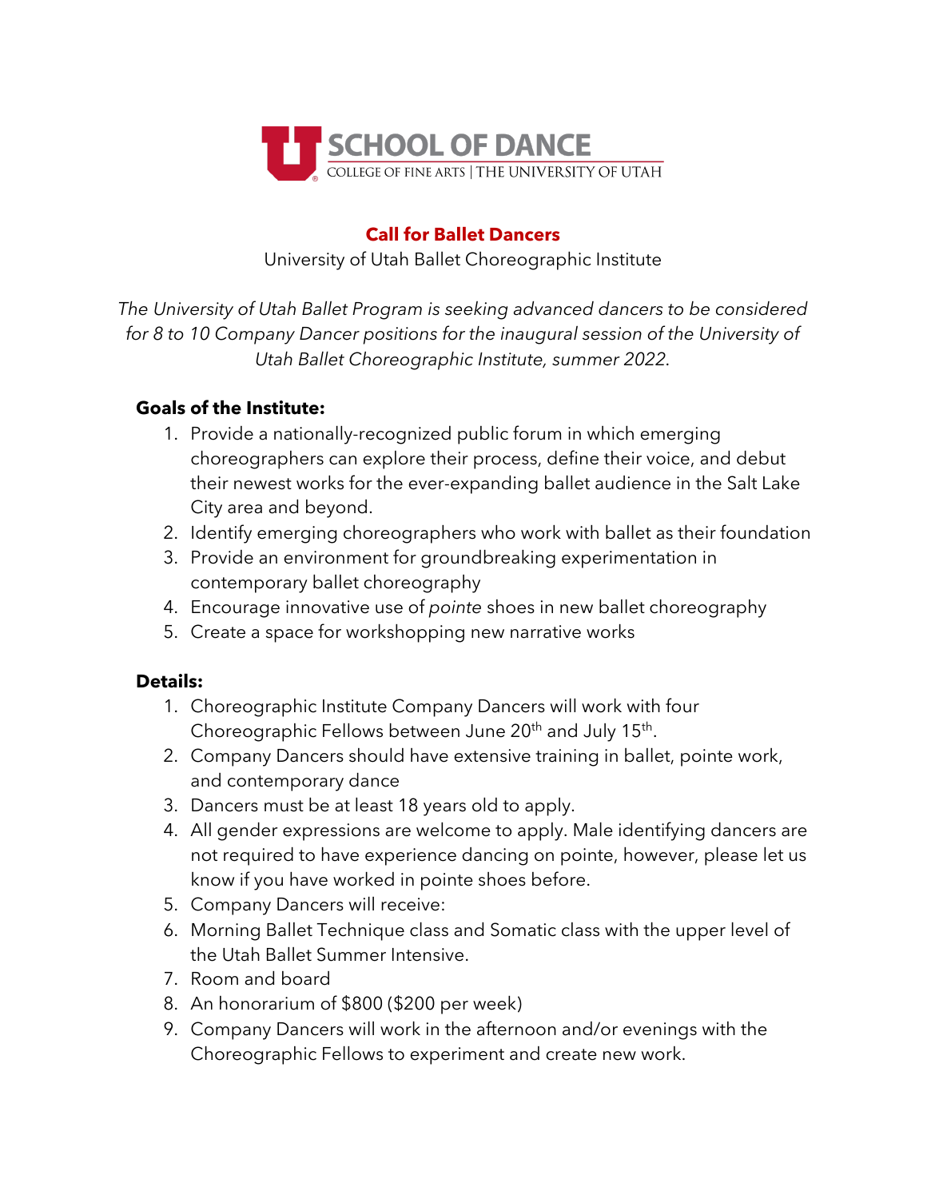SCHOOL OF DANCE
COLLEGE OF FINE ARTS | THE UNIVERSITY OF UTAH

## Call for Ballet Dancers

University of Utah Ballet Choreographic Institute

*The University of Utah Ballet Program is seeking advanced dancers to be considered for 8 to 10 Company Dancer positions for the inaugural session of the University of Utah Ballet Choreographic Institute, summer 2022.*

### Goals of the Institute:

1. Provide a nationally-recognized public forum in which emerging choreographers can explore their process, define their voice, and debut their newest works for the ever-expanding ballet audience in the Salt Lake City area and beyond.
2. Identify emerging choreographers who work with ballet as their foundation
3. Provide an environment for groundbreaking experimentation in contemporary ballet choreography
4. Encourage innovative use of *pointe* shoes in new ballet choreography
5. Create a space for workshopping new narrative works

### Details:

1. Choreographic Institute Company Dancers will work with four Choreographic Fellows between June 20th and July 15th.
2. Company Dancers should have extensive training in ballet, pointe work, and contemporary dance
3. Dancers must be at least 18 years old to apply.
4. All gender expressions are welcome to apply. Male identifying dancers are not required to have experience dancing on pointe, however, please let us know if you have worked in pointe shoes before.
5. Company Dancers will receive:
6. Morning Ballet Technique class and Somatic class with the upper level of the Utah Ballet Summer Intensive.
7. Room and board
8. An honorarium of $800 ($200 per week)
9. Company Dancers will work in the afternoon and/or evenings with the Choreographic Fellows to experiment and create new work.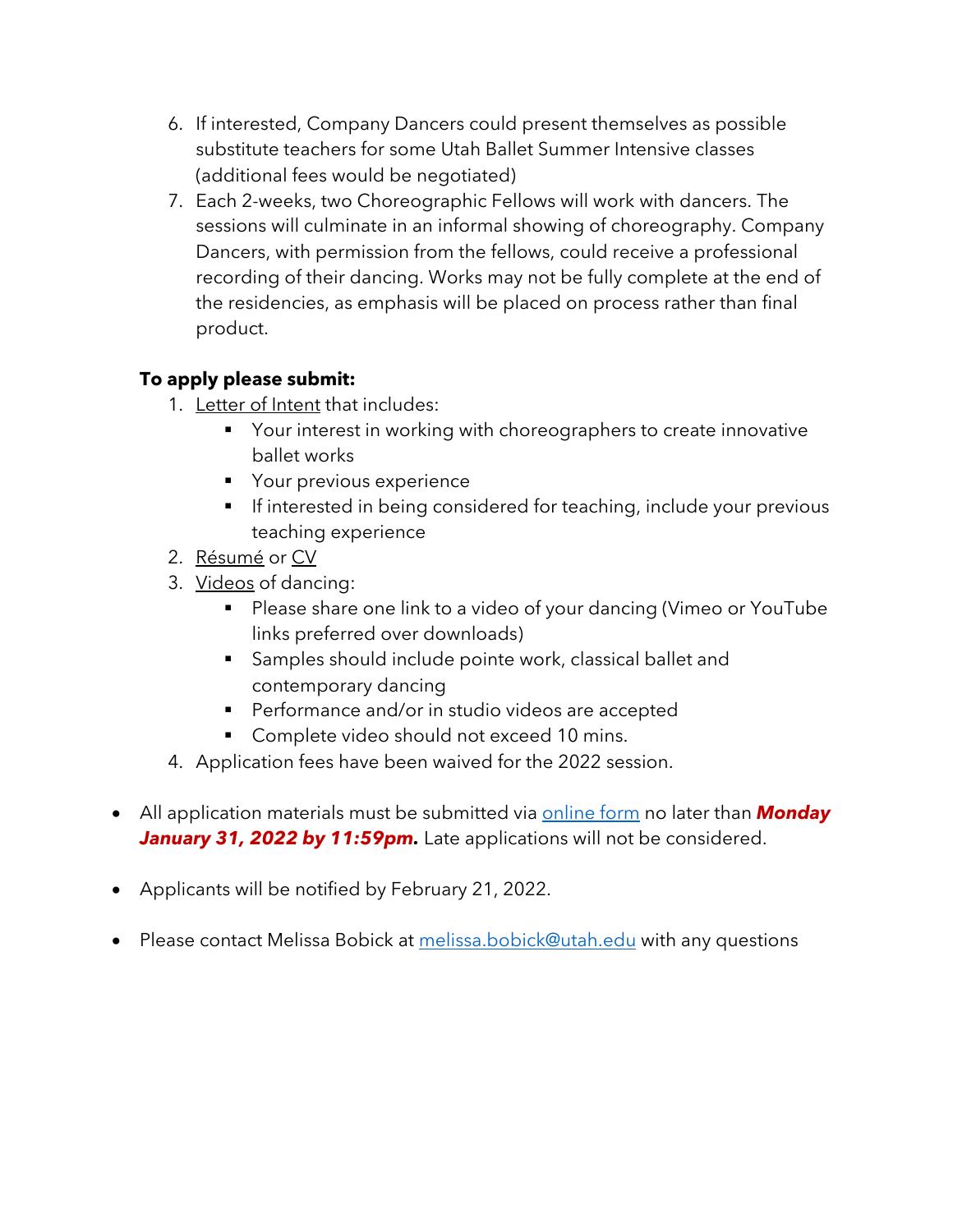6. If interested, Company Dancers could present themselves as possible substitute teachers for some Utah Ballet Summer Intensive classes (additional fees would be negotiated)
7. Each 2-weeks, two Choreographic Fellows will work with dancers. The sessions will culminate in an informal showing of choreography. Company Dancers, with permission from the fellows, could receive a professional recording of their dancing. Works may not be fully complete at the end of the residencies, as emphasis will be placed on process rather than final product.

**To apply please submit:**

1. Letter of Intent that includes:
   - Your interest in working with choreographers to create innovative ballet works
   - Your previous experience
   - If interested in being considered for teaching, include your previous teaching experience
2. Résumé or CV
3. Videos of dancing:
   - Please share one link to a video of your dancing (Vimeo or YouTube links preferred over downloads)
   - Samples should include pointe work, classical ballet and contemporary dancing
   - Performance and/or in studio videos are accepted
   - Complete video should not exceed 10 mins.
4. Application fees have been waived for the 2022 session.

- All application materials must be submitted via online form no later than ***Monday January 31, 2022 by 11:59pm.*** Late applications will not be considered.

- Applicants will be notified by February 21, 2022.

- Please contact Melissa Bobick at melissa.bobick@utah.edu with any questions